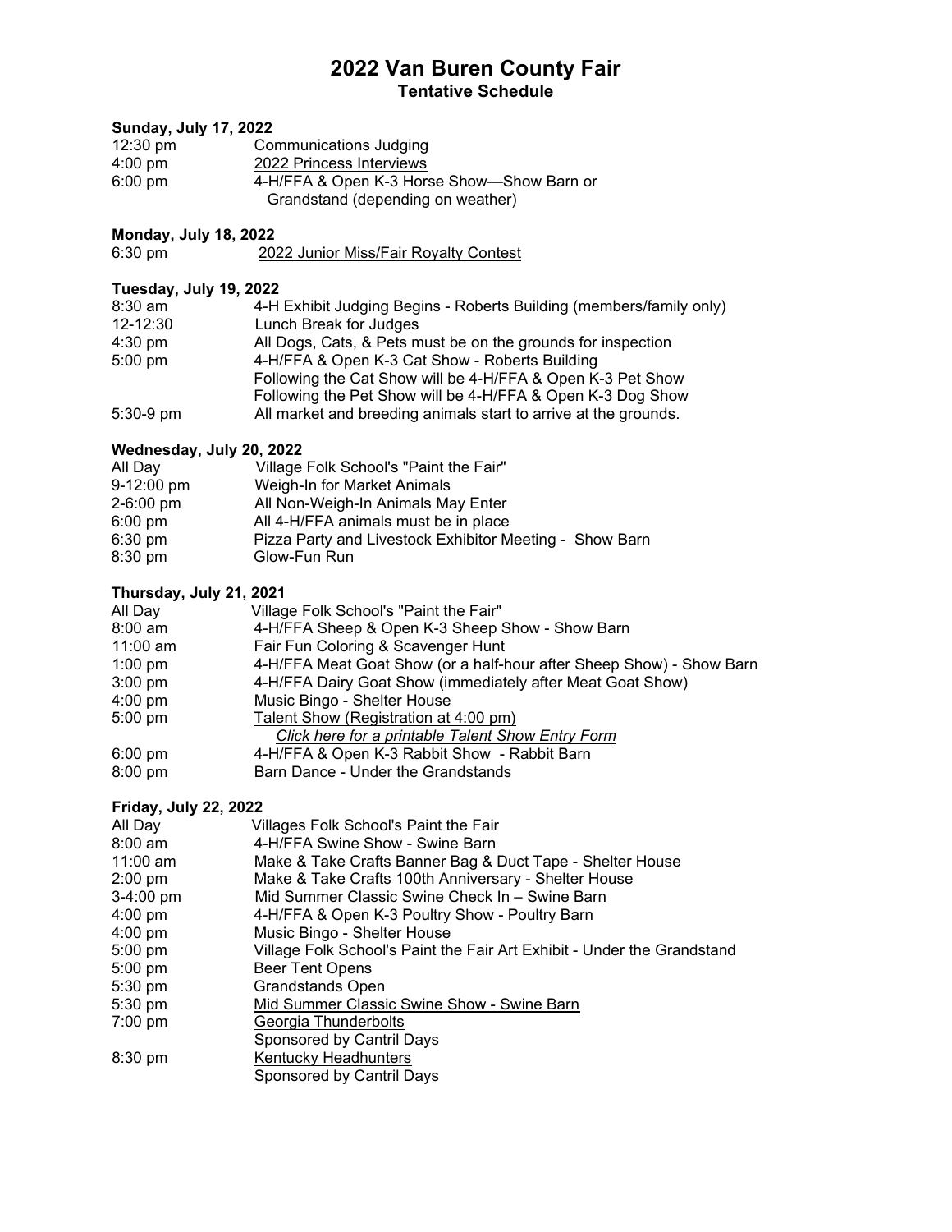# 2022 Van Buren County Fair

## Tentative Schedule

### Sunday, July 17, 2022

| | |
|---|---|
| 12:30 pm | Communications Judging |
| 4:00 pm | 2022 Princess Interviews |
| 6:00 pm | 4-H/FFA & Open K-3 Horse Show—Show Barn or Grandstand (depending on weather) |

### Monday, July 18, 2022

| | |
|---|---|
| 6:30 pm | 2022 Junior Miss/Fair Royalty Contest |

### Tuesday, July 19, 2022

| | |
|---|---|
| 8:30 am | 4-H Exhibit Judging Begins - Roberts Building (members/family only) |
| 12-12:30 | Lunch Break for Judges |
| 4:30 pm | All Dogs, Cats, & Pets must be on the grounds for inspection |
| 5:00 pm | 4-H/FFA & Open K-3 Cat Show - Roberts Building<br>Following the Cat Show will be 4-H/FFA & Open K-3 Pet Show<br>Following the Pet Show will be 4-H/FFA & Open K-3 Dog Show |
| 5:30-9 pm | All market and breeding animals start to arrive at the grounds. |

### Wednesday, July 20, 2022

| | |
|---|---|
| All Day | Village Folk School's "Paint the Fair" |
| 9-12:00 pm | Weigh-In for Market Animals |
| 2-6:00 pm | All Non-Weigh-In Animals May Enter |
| 6:00 pm | All 4-H/FFA animals must be in place |
| 6:30 pm | Pizza Party and Livestock Exhibitor Meeting - Show Barn |
| 8:30 pm | Glow-Fun Run |

### Thursday, July 21, 2021

| | |
|---|---|
| All Day | Village Folk School's "Paint the Fair" |
| 8:00 am | 4-H/FFA Sheep & Open K-3 Sheep Show - Show Barn |
| 11:00 am | Fair Fun Coloring & Scavenger Hunt |
| 1:00 pm | 4-H/FFA Meat Goat Show (or a half-hour after Sheep Show) - Show Barn |
| 3:00 pm | 4-H/FFA Dairy Goat Show (immediately after Meat Goat Show) |
| 4:00 pm | Music Bingo - Shelter House |
| 5:00 pm | Talent Show (Registration at 4:00 pm)<br>*Click here for a printable Talent Show Entry Form* |
| 6:00 pm | 4-H/FFA & Open K-3 Rabbit Show - Rabbit Barn |
| 8:00 pm | Barn Dance - Under the Grandstands |

### Friday, July 22, 2022

| | |
|---|---|
| All Day | Villages Folk School's Paint the Fair |
| 8:00 am | 4-H/FFA Swine Show - Swine Barn |
| 11:00 am | Make & Take Crafts Banner Bag & Duct Tape - Shelter House |
| 2:00 pm | Make & Take Crafts 100th Anniversary - Shelter House |
| 3-4:00 pm | Mid Summer Classic Swine Check In – Swine Barn |
| 4:00 pm | 4-H/FFA & Open K-3 Poultry Show - Poultry Barn |
| 4:00 pm | Music Bingo - Shelter House |
| 5:00 pm | Village Folk School's Paint the Fair Art Exhibit - Under the Grandstand |
| 5:00 pm | Beer Tent Opens |
| 5:30 pm | Grandstands Open |
| 5:30 pm | Mid Summer Classic Swine Show - Swine Barn |
| 7:00 pm | Georgia Thunderbolts<br>Sponsored by Cantril Days |
| 8:30 pm | Kentucky Headhunters<br>Sponsored by Cantril Days |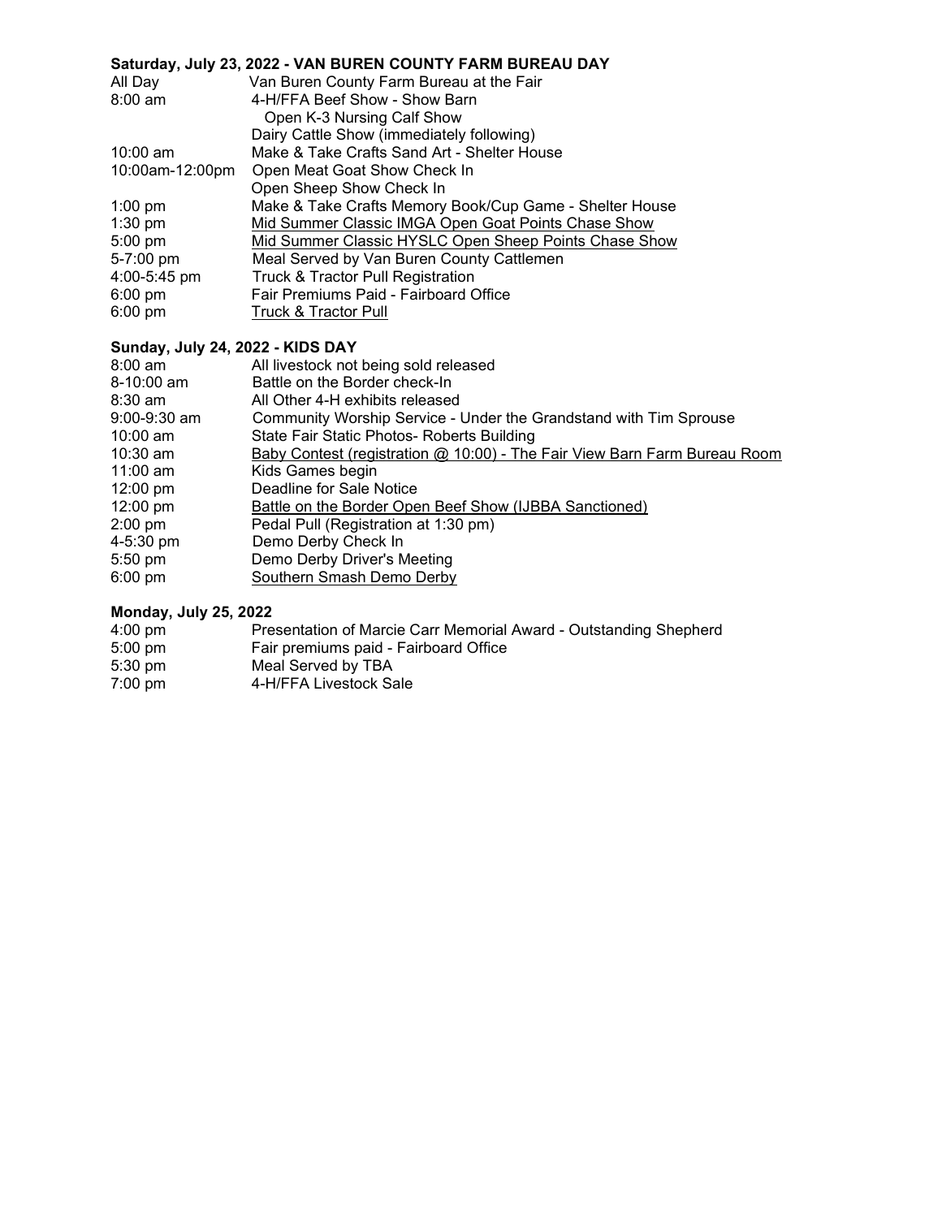**Saturday, July 23, 2022 - VAN BUREN COUNTY FARM BUREAU DAY**

| | |
|---|---|
| All Day | Van Buren County Farm Bureau at the Fair |
| 8:00 am | 4-H/FFA Beef Show - Show Barn |
| | Open K-3 Nursing Calf Show |
| | Dairy Cattle Show (immediately following) |
| 10:00 am | Make & Take Crafts Sand Art - Shelter House |
| 10:00am-12:00pm | Open Meat Goat Show Check In |
| | Open Sheep Show Check In |
| 1:00 pm | Make & Take Crafts Memory Book/Cup Game - Shelter House |
| 1:30 pm | Mid Summer Classic IMGA Open Goat Points Chase Show |
| 5:00 pm | Mid Summer Classic HYSLC Open Sheep Points Chase Show |
| 5-7:00 pm | Meal Served by Van Buren County Cattlemen |
| 4:00-5:45 pm | Truck & Tractor Pull Registration |
| 6:00 pm | Fair Premiums Paid - Fairboard Office |
| 6:00 pm | Truck & Tractor Pull |

**Sunday, July 24, 2022 - KIDS DAY**

| | |
|---|---|
| 8:00 am | All livestock not being sold released |
| 8-10:00 am | Battle on the Border check-In |
| 8:30 am | All Other 4-H exhibits released |
| 9:00-9:30 am | Community Worship Service - Under the Grandstand with Tim Sprouse |
| 10:00 am | State Fair Static Photos- Roberts Building |
| 10:30 am | Baby Contest (registration @ 10:00) - The Fair View Barn Farm Bureau Room |
| 11:00 am | Kids Games begin |
| 12:00 pm | Deadline for Sale Notice |
| 12:00 pm | Battle on the Border Open Beef Show (IJBBA Sanctioned) |
| 2:00 pm | Pedal Pull (Registration at 1:30 pm) |
| 4-5:30 pm | Demo Derby Check In |
| 5:50 pm | Demo Derby Driver's Meeting |
| 6:00 pm | Southern Smash Demo Derby |

**Monday, July 25, 2022**

| | |
|---|---|
| 4:00 pm | Presentation of Marcie Carr Memorial Award - Outstanding Shepherd |
| 5:00 pm | Fair premiums paid - Fairboard Office |
| 5:30 pm | Meal Served by TBA |
| 7:00 pm | 4-H/FFA Livestock Sale |